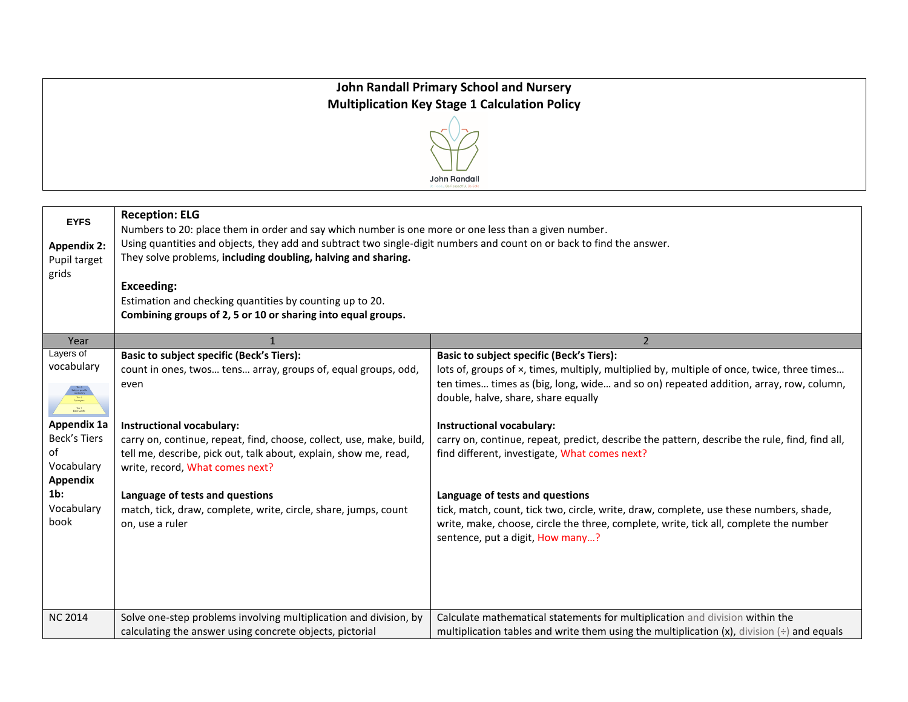# John Randall Primary School and Nursery

## Multiplication Key Stage 1 Calculation Policy

John Randall

| **EYFS**<br><br>**Appendix 2:** Pupil target grids | **Reception: ELG**<br>Numbers to 20: place them in order and say which number is one more or one less than a given number.<br>Using quantities and objects, they add and subtract two single-digit numbers and count on or back to find the answer.<br>They solve problems, **including doubling, halving and sharing.**<br><br>**Exceeding:**<br>Estimation and checking quantities by counting up to 20.<br>**Combining groups of 2, 5 or 10 or sharing into equal groups.** | |
|---|---|---|
| Year | 1 | 2 |
| Layers of vocabulary<br><br>**Appendix 1a** Beck's Tiers of Vocabulary<br>**Appendix 1b:** Vocabulary book | **Basic to subject specific (Beck's Tiers):**<br>count in ones, twos… tens… array, groups of, equal groups, odd, even<br><br>**Instructional vocabulary:**<br>carry on, continue, repeat, find, choose, collect, use, make, build, tell me, describe, pick out, talk about, explain, show me, read, write, record, What comes next?<br><br>**Language of tests and questions**<br>match, tick, draw, complete, write, circle, share, jumps, count on, use a ruler | **Basic to subject specific (Beck's Tiers):**<br>lots of, groups of ×, times, multiply, multiplied by, multiple of once, twice, three times… ten times… times as (big, long, wide… and so on) repeated addition, array, row, column, double, halve, share, share equally<br><br>**Instructional vocabulary:**<br>carry on, continue, repeat, predict, describe the pattern, describe the rule, find, find all, find different, investigate, What comes next?<br><br>**Language of tests and questions**<br>tick, match, count, tick two, circle, write, draw, complete, use these numbers, shade, write, make, choose, circle the three, complete, write, tick all, complete the number sentence, put a digit, How many…? |
| NC 2014 | Solve one-step problems involving multiplication and division, by calculating the answer using concrete objects, pictorial | Calculate mathematical statements for multiplication and division within the multiplication tables and write them using the multiplication (x), division (÷) and equals |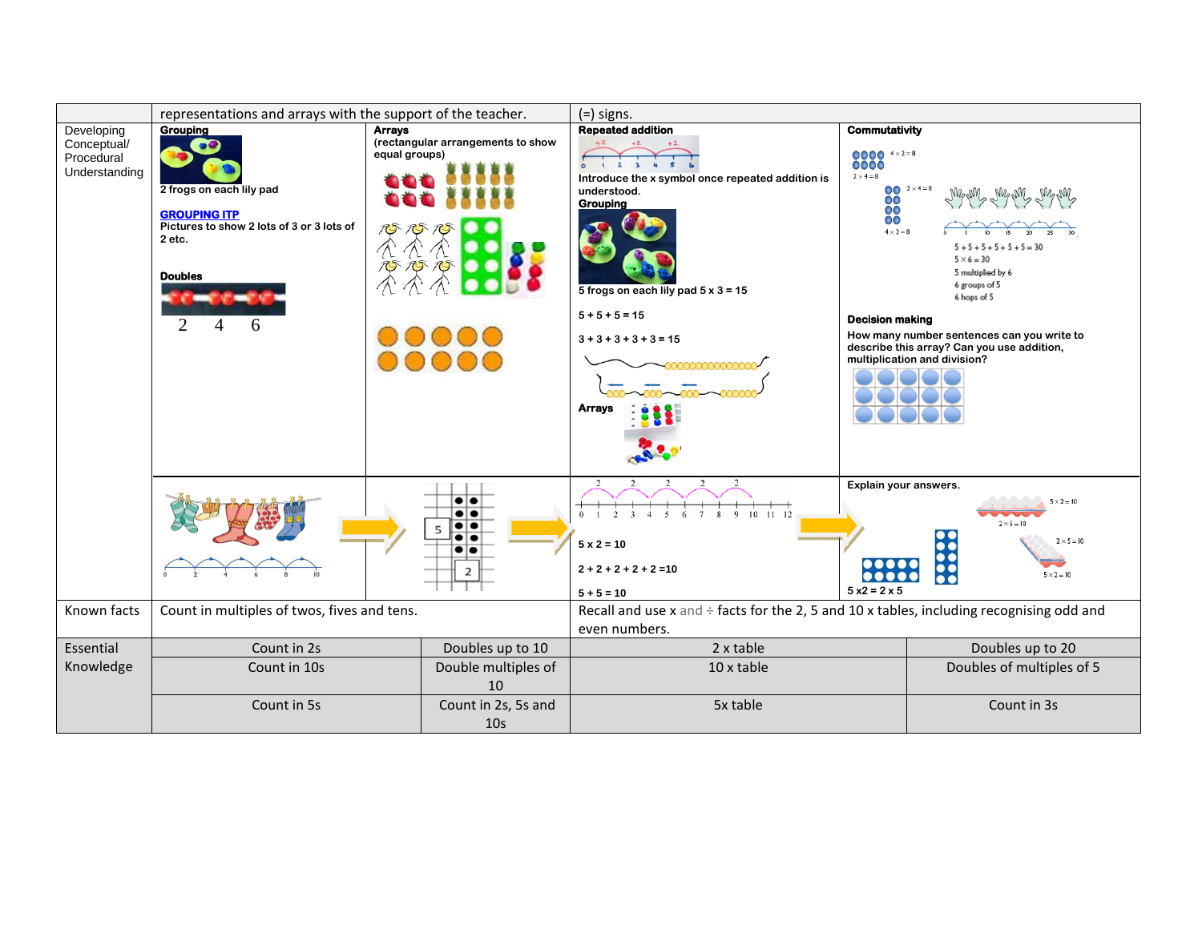| | | | | |
|---|---|---|---|---|
| | representations and arrays with the support of the teacher. | | (=) signs. | |
| Developing Conceptual/ Procedural Understanding | **Grouping**<br>2 frogs on each lily pad<br><br>**GROUPING ITP**<br>Pictures to show 2 lots of 3 or 3 lots of 2 etc.<br><br>**Doubles**<br>2 4 6 | **Arrays**<br>(rectangular arrangements to show equal groups) | **Repeated addition**<br>+2 +2 +2<br>0 1 2 3 4 5 6<br>Introduce the x symbol once repeated addition is understood.<br>**Grouping**<br>5 frogs on each lily pad 5 x 3 = 15<br><br>5 + 5 + 5 = 15<br><br>3 + 3 + 3 + 3 + 3 = 15<br><br>**Arrays** | **Commutativity**<br>4 × 2 = 8<br>2 × 4 = 8<br>2 × 4 = 8<br>4 × 2 = 8<br>0 5 10 15 20 25 30<br>5 + 5 + 5 + 5 + 5 + 5 = 30<br>5 × 6 = 30<br>5 multiplied by 6<br>6 groups of 5<br>6 hops of 5<br><br>**Decision making**<br>How many number sentences can you write to describe this array? Can you use addition, multiplication and division? |
| | 0 2 4 6 8 10 | 5<br>2 | 2 2 2 2 2<br>0 1 2 3 4 5 6 7 8 9 10 11 12<br><br>5 x 2 = 10<br><br>2 + 2 + 2 + 2 + 2 =10<br><br>5 + 5 = 10 | **Explain your answers.**<br>5 × 2 = 10<br>2 × 5 = 10<br>2 × 5 = 10<br>5 × 2 = 10<br>5 x2 = 2 x 5 |
| Known facts | Count in multiples of twos, fives and tens. | | Recall and use x and ÷ facts for the 2, 5 and 10 x tables, including recognising odd and even numbers. | |
| Essential Knowledge | Count in 2s | Doubles up to 10 | 2 x table | Doubles up to 20 |
| | Count in 10s | Double multiples of 10 | 10 x table | Doubles of multiples of 5 |
| | Count in 5s | Count in 2s, 5s and 10s | 5x table | Count in 3s |